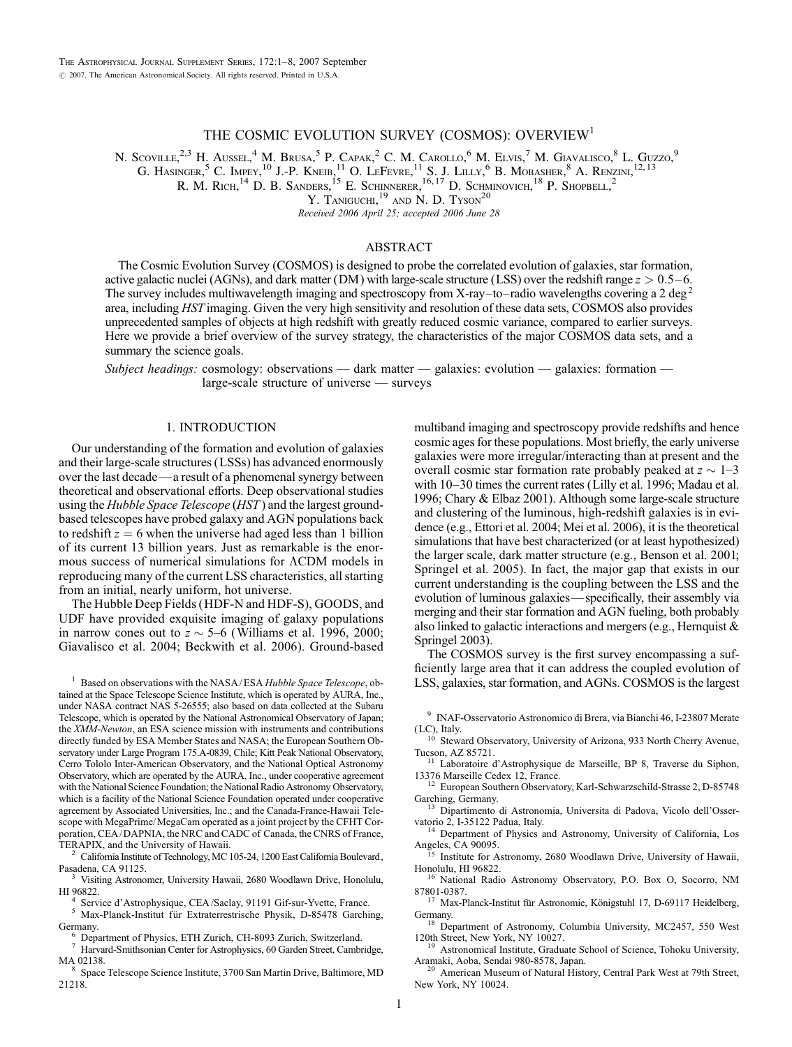# THE COSMIC EVOLUTION SURVEY (COSMOS): OVERVIEW[1]

N. Scoville,[2,3] H. Aussel,[4] M. Brusa,[5] P. Capak,[2] C. M. Carollo,[6] M. Elvis,[7] M. Giavalisco,[8] L. Guzzo,[9] G. Hasinger,[5] C. Impey,[10] J.-P. Kneib,[11] O. LeFevre,[11] S. J. Lilly,[6] B. Mobasher,[8] A. Renzini,[12,13] R. M. Rich,[14] D. B. Sanders,[15] E. Schinnerer,[16,17] D. Schminovich,[18] P. Shopbell,[2] Y. Taniguchi,[19] and N. D. Tyson[20]

*Received 2006 April 25; accepted 2006 June 28*

## ABSTRACT

The Cosmic Evolution Survey (COSMOS) is designed to probe the correlated evolution of galaxies, star formation, active galactic nuclei (AGNs), and dark matter (DM) with large-scale structure (LSS) over the redshift range $z > 0.5$–6. The survey includes multiwavelength imaging and spectroscopy from X-ray–to–radio wavelengths covering a 2 deg$^2$ area, including *HST* imaging. Given the very high sensitivity and resolution of these data sets, COSMOS also provides unprecedented samples of objects at high redshift with greatly reduced cosmic variance, compared to earlier surveys. Here we provide a brief overview of the survey strategy, the characteristics of the major COSMOS data sets, and a summary the science goals.

*Subject headings:* cosmology: observations — dark matter — galaxies: evolution — galaxies: formation — large-scale structure of universe — surveys

## 1. INTRODUCTION

Our understanding of the formation and evolution of galaxies and their large-scale structures (LSSs) has advanced enormously over the last decade—a result of a phenomenal synergy between theoretical and observational efforts. Deep observational studies using the *Hubble Space Telescope* (*HST*) and the largest ground-based telescopes have probed galaxy and AGN populations back to redshift $z = 6$ when the universe had aged less than 1 billion of its current 13 billion years. Just as remarkable is the enormous success of numerical simulations for ΛCDM models in reproducing many of the current LSS characteristics, all starting from an initial, nearly uniform, hot universe.

The Hubble Deep Fields (HDF-N and HDF-S), GOODS, and UDF have provided exquisite imaging of galaxy populations in narrow cones out to $z \sim 5$–6 (Williams et al. 1996, 2000; Giavalisco et al. 2004; Beckwith et al. 2006). Ground-based multiband imaging and spectroscopy provide redshifts and hence cosmic ages for these populations. Most briefly, the early universe galaxies were more irregular/interacting than at present and the overall cosmic star formation rate probably peaked at $z \sim 1$–3 with 10–30 times the current rates (Lilly et al. 1996; Madau et al. 1996; Chary & Elbaz 2001). Although some large-scale structure and clustering of the luminous, high-redshift galaxies is in evidence (e.g., Ettori et al. 2004; Mei et al. 2006), it is the theoretical simulations that have best characterized (or at least hypothesized) the larger scale, dark matter structure (e.g., Benson et al. 2001; Springel et al. 2005). In fact, the major gap that exists in our current understanding is the coupling between the LSS and the evolution of luminous galaxies—specifically, their assembly via merging and their star formation and AGN fueling, both probably also linked to galactic interactions and mergers (e.g., Hernquist & Springel 2003).

The COSMOS survey is the first survey encompassing a sufficiently large area that it can address the coupled evolution of LSS, galaxies, star formation, and AGNs. COSMOS is the largest

---

[1] Based on observations with the NASA/ESA *Hubble Space Telescope*, obtained at the Space Telescope Science Institute, which is operated by AURA, Inc., under NASA contract NAS 5-26555; also based on data collected at the Subaru Telescope, which is operated by the National Astronomical Observatory of Japan; the *XMM-Newton*, an ESA science mission with instruments and contributions directly funded by ESA Member States and NASA; the European Southern Observatory under Large Program 175.A-0839, Chile; Kitt Peak National Observatory, Cerro Tololo Inter-American Observatory, and the National Optical Astronomy Observatory, which are operated by the AURA, Inc., under cooperative agreement with the National Science Foundation; the National Radio Astronomy Observatory, which is a facility of the National Science Foundation operated under cooperative agreement by Associated Universities, Inc.; and the Canada-France-Hawaii Telescope with MegaPrime/MegaCam operated as a joint project by the CFHT Corporation, CEA/DAPNIA, the NRC and CADC of Canada, the CNRS of France, TERAPIX, and the University of Hawaii.

[2] California Institute of Technology, MC 105-24, 1200 East California Boulevard, Pasadena, CA 91125.

[3] Visiting Astronomer, University Hawaii, 2680 Woodlawn Drive, Honolulu, HI 96822.

[4] Service d'Astrophysique, CEA/Saclay, 91191 Gif-sur-Yvette, France.

[5] Max-Planck-Institut für Extraterrestrische Physik, D-85478 Garching, Germany.

[6] Department of Physics, ETH Zurich, CH-8093 Zurich, Switzerland.

[7] Harvard-Smithsonian Center for Astrophysics, 60 Garden Street, Cambridge, MA 02138.

[8] Space Telescope Science Institute, 3700 San Martin Drive, Baltimore, MD 21218.

[9] INAF-Osservatorio Astronomico di Brera, via Bianchi 46, I-23807 Merate (LC), Italy.

[10] Steward Observatory, University of Arizona, 933 North Cherry Avenue, Tucson, AZ 85721.

[11] Laboratoire d'Astrophysique de Marseille, BP 8, Traverse du Siphon, 13376 Marseille Cedex 12, France.

[12] European Southern Observatory, Karl-Schwarzschild-Strasse 2, D-85748 Garching, Germany.

[13] Dipartimento di Astronomia, Universita di Padova, Vicolo dell'Osservatorio 2, I-35122 Padua, Italy.

[14] Department of Physics and Astronomy, University of California, Los Angeles, CA 90095.

[15] Institute for Astronomy, 2680 Woodlawn Drive, University of Hawaii, Honolulu, HI 96822.

[16] National Radio Astronomy Observatory, P.O. Box O, Socorro, NM 87801-0387.

[17] Max-Planck-Institut für Astronomie, Königstuhl 17, D-69117 Heidelberg, Germany.

[18] Department of Astronomy, Columbia University, MC2457, 550 West 120th Street, New York, NY 10027.

[19] Astronomical Institute, Graduate School of Science, Tohoku University, Aramaki, Aoba, Sendai 980-8578, Japan.

[20] American Museum of Natural History, Central Park West at 79th Street, New York, NY 10024.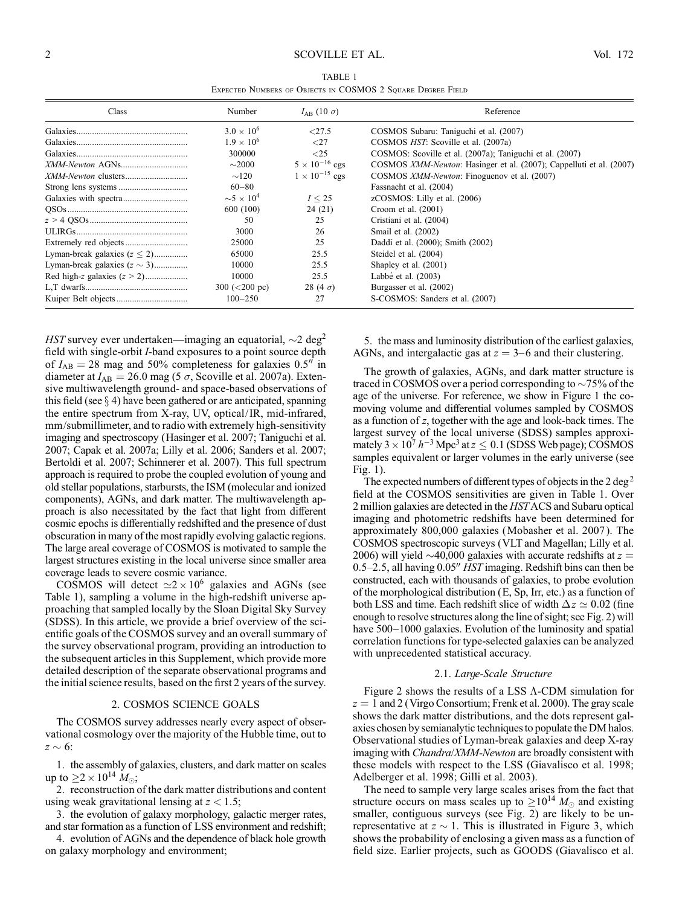TABLE 1

Expected Numbers of Objects in COSMOS 2 Square Degree Field

| Class | Number | $I_{AB}$ (10 $\sigma$) | Reference |
|---|---|---|---|
| Galaxies | $3.0 \times 10^6$ | <27.5 | COSMOS Subaru: Taniguchi et al. (2007) |
| Galaxies | $1.9 \times 10^6$ | <27 | COSMOS *HST*: Scoville et al. (2007a) |
| Galaxies | 300000 | <25 | COSMOS: Scoville et al. (2007a); Taniguchi et al. (2007) |
| *XMM-Newton* AGNs | ~2000 | $5 \times 10^{-16}$ cgs | COSMOS *XMM-Newton*: Hasinger et al. (2007); Cappelluti et al. (2007) |
| *XMM-Newton* clusters | ~120 | $1 \times 10^{-15}$ cgs | COSMOS *XMM-Newton*: Finoguenov et al. (2007) |
| Strong lens systems | 60–80 | | Fassnacht et al. (2004) |
| Galaxies with spectra | $\sim 5 \times 10^4$ | $I \leq 25$ | zCOSMOS: Lilly et al. (2006) |
| QSOs | 600 (100) | 24 (21) | Croom et al. (2001) |
| $z > 4$ QSOs | 50 | 25 | Cristiani et al. (2004) |
| ULIRGs | 3000 | 26 | Smail et al. (2002) |
| Extremely red objects | 25000 | 25 | Daddi et al. (2000); Smith (2002) |
| Lyman-break galaxies ($z \leq 2$) | 65000 | 25.5 | Steidel et al. (2004) |
| Lyman-break galaxies ($z \sim 3$) | 10000 | 25.5 | Shapley et al. (2001) |
| Red high-$z$ galaxies ($z > 2$) | 10000 | 25.5 | Labbé et al. (2003) |
| L,T dwarfs | 300 (<200 pc) | 28 (4 $\sigma$) | Burgasser et al. (2002) |
| Kuiper Belt objects | 100–250 | 27 | S-COSMOS: Sanders et al. (2007) |

*HST* survey ever undertaken—imaging an equatorial, $\sim 2$ deg$^2$ field with single-orbit *I*-band exposures to a point source depth of $I_{AB} = 28$ mag and 50% completeness for galaxies 0.5″ in diameter at $I_{AB} = 26.0$ mag (5 $\sigma$, Scoville et al. 2007a). Extensive multiwavelength ground- and space-based observations of this field (see § 4) have been gathered or are anticipated, spanning the entire spectrum from X-ray, UV, optical/IR, mid-infrared, mm/submillimeter, and to radio with extremely high-sensitivity imaging and spectroscopy (Hasinger et al. 2007; Taniguchi et al. 2007; Capak et al. 2007a; Lilly et al. 2006; Sanders et al. 2007; Bertoldi et al. 2007; Schinnerer et al. 2007). This full spectrum approach is required to probe the coupled evolution of young and old stellar populations, starbursts, the ISM (molecular and ionized components), AGNs, and dark matter. The multiwavelength approach is also necessitated by the fact that light from different cosmic epochs is differentially redshifted and the presence of dust obscuration in many of the most rapidly evolving galactic regions. The large areal coverage of COSMOS is motivated to sample the largest structures existing in the local universe since smaller area coverage leads to severe cosmic variance.

COSMOS will detect $\simeq 2 \times 10^6$ galaxies and AGNs (see Table 1), sampling a volume in the high-redshift universe approaching that sampled locally by the Sloan Digital Sky Survey (SDSS). In this article, we provide a brief overview of the scientific goals of the COSMOS survey and an overall summary of the survey observational program, providing an introduction to the subsequent articles in this Supplement, which provide more detailed description of the separate observational programs and the initial science results, based on the first 2 years of the survey.

## 2. COSMOS SCIENCE GOALS

The COSMOS survey addresses nearly every aspect of observational cosmology over the majority of the Hubble time, out to $z \sim 6$:

1. the assembly of galaxies, clusters, and dark matter on scales up to $\geq 2 \times 10^{14}\ M_{\odot}$;
2. reconstruction of the dark matter distributions and content using weak gravitational lensing at $z < 1.5$;
3. the evolution of galaxy morphology, galactic merger rates, and star formation as a function of LSS environment and redshift;
4. evolution of AGNs and the dependence of black hole growth on galaxy morphology and environment;
5. the mass and luminosity distribution of the earliest galaxies, AGNs, and intergalactic gas at $z = 3$–6 and their clustering.

The growth of galaxies, AGNs, and dark matter structure is traced in COSMOS over a period corresponding to ~75% of the age of the universe. For reference, we show in Figure 1 the comoving volume and differential volumes sampled by COSMOS as a function of $z$, together with the age and look-back times. The largest survey of the local universe (SDSS) samples approximately $3 \times 10^7\ h^{-3}$ Mpc$^3$ at $z \leq 0.1$ (SDSS Web page); COSMOS samples equivalent or larger volumes in the early universe (see Fig. 1).

The expected numbers of different types of objects in the 2 deg$^2$ field at the COSMOS sensitivities are given in Table 1. Over 2 million galaxies are detected in the *HST* ACS and Subaru optical imaging and photometric redshifts have been determined for approximately 800,000 galaxies (Mobasher et al. 2007). The COSMOS spectroscopic surveys (VLT and Magellan; Lilly et al. 2006) will yield ~40,000 galaxies with accurate redshifts at $z = 0.5$–2.5, all having 0.05″ *HST* imaging. Redshift bins can then be constructed, each with thousands of galaxies, to probe evolution of the morphological distribution (E, Sp, Irr, etc.) as a function of both LSS and time. Each redshift slice of width $\Delta z \simeq 0.02$ (fine enough to resolve structures along the line of sight; see Fig. 2) will have 500–1000 galaxies. Evolution of the luminosity and spatial correlation functions for type-selected galaxies can be analyzed with unprecedented statistical accuracy.

### 2.1. *Large-Scale Structure*

Figure 2 shows the results of a LSS Λ-CDM simulation for $z = 1$ and 2 (Virgo Consortium; Frenk et al. 2000). The gray scale shows the dark matter distributions, and the dots represent galaxies chosen by semianalytic techniques to populate the DM halos. Observational studies of Lyman-break galaxies and deep X-ray imaging with *Chandra*/*XMM-Newton* are broadly consistent with these models with respect to the LSS (Giavalisco et al. 1998; Adelberger et al. 1998; Gilli et al. 2003).

The need to sample very large scales arises from the fact that structure occurs on mass scales up to $\geq 10^{14}\ M_{\odot}$ and existing smaller, contiguous surveys (see Fig. 2) are likely to be unrepresentative at $z \sim 1$. This is illustrated in Figure 3, which shows the probability of enclosing a given mass as a function of field size. Earlier projects, such as GOODS (Giavalisco et al.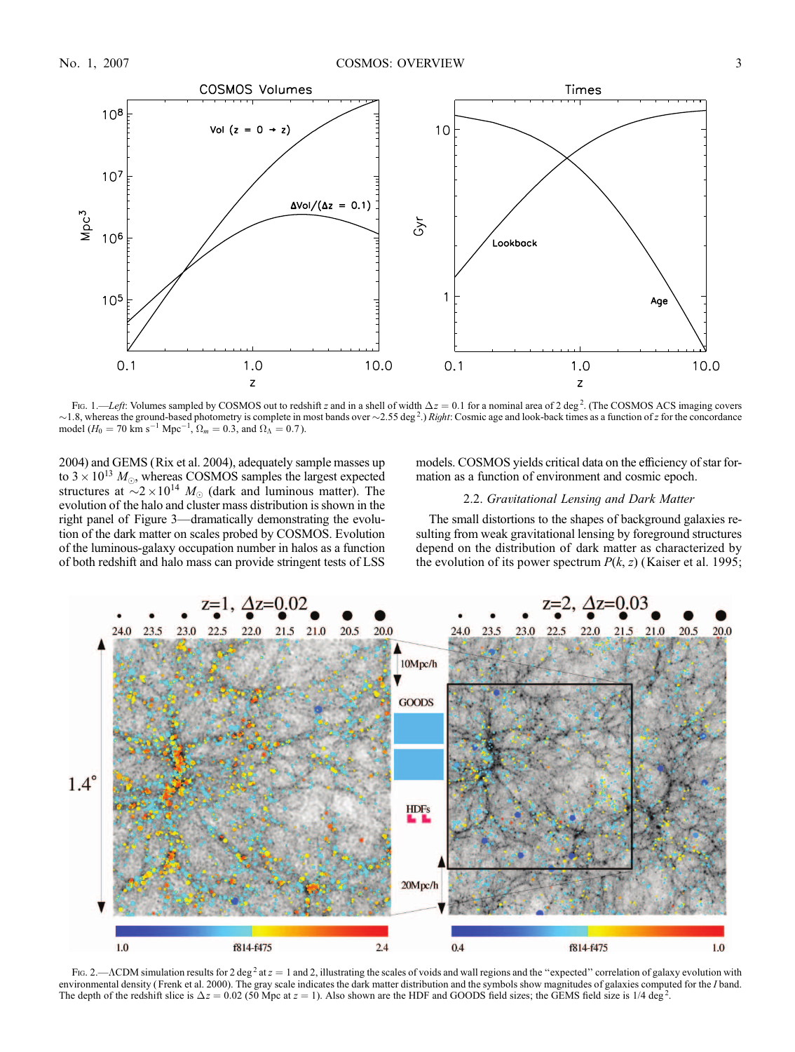Fig. 1.—*Left*: Volumes sampled by COSMOS out to redshift $z$ and in a shell of width $\Delta z = 0.1$ for a nominal area of 2 deg$^2$. (The COSMOS ACS imaging covers ~1.8, whereas the ground-based photometry is complete in most bands over ~2.55 deg$^2$.) *Right*: Cosmic age and look-back times as a function of $z$ for the concordance model ($H_0 = 70$ km s$^{-1}$ Mpc$^{-1}$, $\Omega_m = 0.3$, and $\Omega_\Lambda = 0.7$).

2004) and GEMS (Rix et al. 2004), adequately sample masses up to $3 \times 10^{13}$ $M_\odot$, whereas COSMOS samples the largest expected structures at $\sim 2 \times 10^{14}$ $M_\odot$ (dark and luminous matter). The evolution of the halo and cluster mass distribution is shown in the right panel of Figure 3—dramatically demonstrating the evolution of the dark matter on scales probed by COSMOS. Evolution of the luminous-galaxy occupation number in halos as a function of both redshift and halo mass can provide stringent tests of LSS models. COSMOS yields critical data on the efficiency of star formation as a function of environment and cosmic epoch.

### 2.2. *Gravitational Lensing and Dark Matter*

The small distortions to the shapes of background galaxies resulting from weak gravitational lensing by foreground structures depend on the distribution of dark matter as characterized by the evolution of its power spectrum $P(k, z)$ (Kaiser et al. 1995;

Fig. 2.—ΛCDM simulation results for 2 deg$^2$ at $z = 1$ and 2, illustrating the scales of voids and wall regions and the "expected" correlation of galaxy evolution with environmental density (Frenk et al. 2000). The gray scale indicates the dark matter distribution and the symbols show magnitudes of galaxies computed for the *I* band. The depth of the redshift slice is $\Delta z = 0.02$ (50 Mpc at $z = 1$). Also shown are the HDF and GOODS field sizes; the GEMS field size is 1/4 deg$^2$.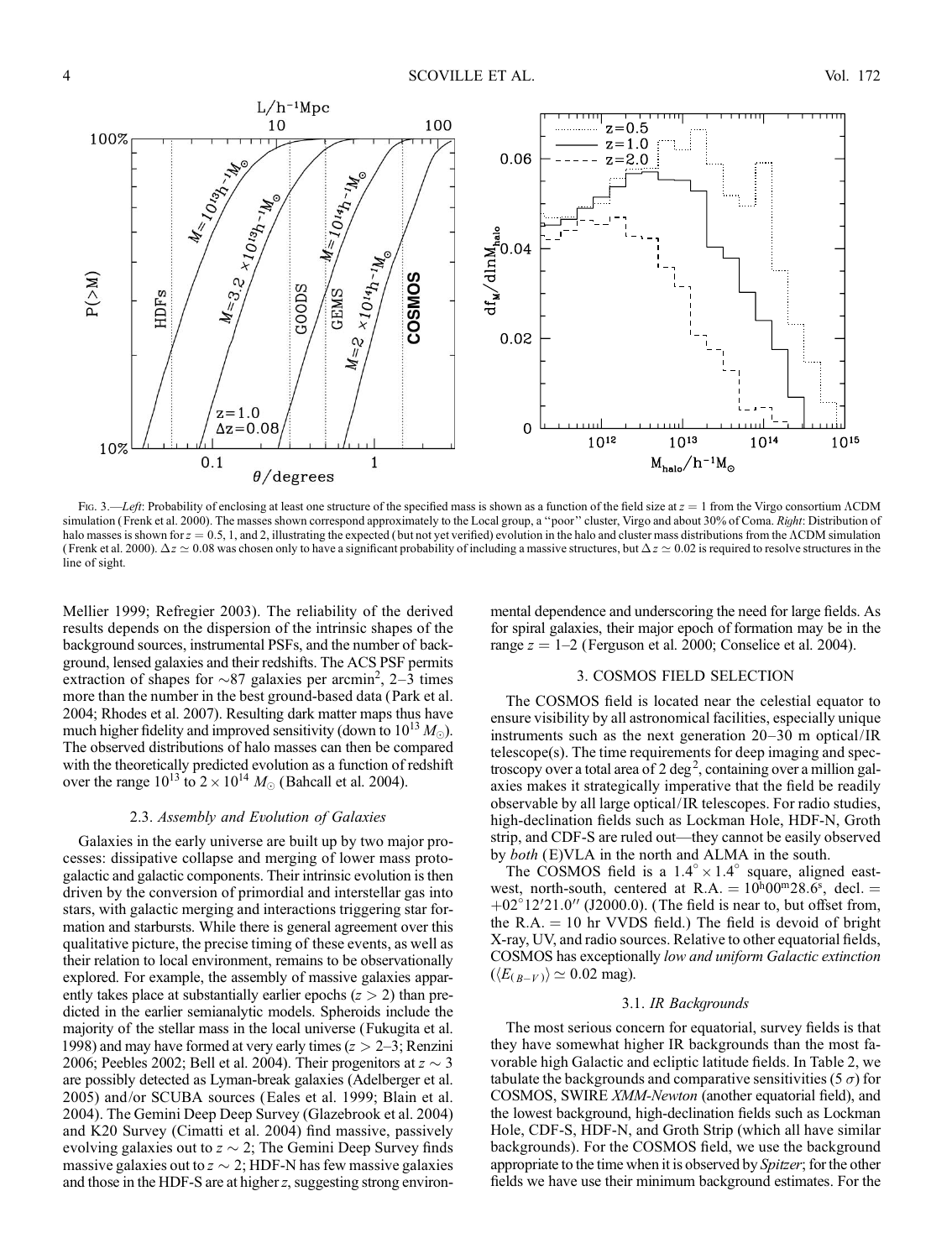L/h⁻¹Mpc
10
100
100%
10%
P(>M)
HDFs
GOODS
GEMS
COSMOS
$M=10^{13}h^{-1}M_\odot$
$M=3.2\times10^{13}h^{-1}M_\odot$
$M=10^{14}h^{-1}M_\odot$
$M=2\times10^{14}h^{-1}M_\odot$
z=1.0
Δz=0.08
0.1
1
θ/degrees

z=0.5
z=1.0
z=2.0
0.06
0.04
0.02
0
$df_M/d\ln M_{halo}$
$10^{12}$ $10^{13}$ $10^{14}$ $10^{15}$
$M_{halo}/h^{-1}M_\odot$

Fig. 3.—*Left*: Probability of enclosing at least one structure of the specified mass is shown as a function of the field size at $z = 1$ from the Virgo consortium ΛCDM simulation (Frenk et al. 2000). The masses shown correspond approximately to the Local group, a "poor" cluster, Virgo and about 30% of Coma. *Right*: Distribution of halo masses is shown for $z = 0.5$, 1, and 2, illustrating the expected (but not yet verified) evolution in the halo and cluster mass distributions from the ΛCDM simulation (Frenk et al. 2000). $\Delta z \simeq 0.08$ was chosen only to have a significant probability of including a massive structures, but $\Delta z \simeq 0.02$ is required to resolve structures in the line of sight.

Mellier 1999; Refregier 2003). The reliability of the derived results depends on the dispersion of the intrinsic shapes of the background sources, instrumental PSFs, and the number of background, lensed galaxies and their redshifts. The ACS PSF permits extraction of shapes for ∼87 galaxies per arcmin$^2$, 2–3 times more than the number in the best ground-based data (Park et al. 2004; Rhodes et al. 2007). Resulting dark matter maps thus have much higher fidelity and improved sensitivity (down to $10^{13}$ $M_\odot$). The observed distributions of halo masses can then be compared with the theoretically predicted evolution as a function of redshift over the range $10^{13}$ to $2 \times 10^{14}$ $M_\odot$ (Bahcall et al. 2004).

### 2.3. *Assembly and Evolution of Galaxies*

Galaxies in the early universe are built up by two major processes: dissipative collapse and merging of lower mass protogalactic and galactic components. Their intrinsic evolution is then driven by the conversion of primordial and interstellar gas into stars, with galactic merging and interactions triggering star formation and starbursts. While there is general agreement over this qualitative picture, the precise timing of these events, as well as their relation to local environment, remains to be observationally explored. For example, the assembly of massive galaxies apparently takes place at substantially earlier epochs ($z > 2$) than predicted in the earlier semianalytic models. Spheroids include the majority of the stellar mass in the local universe (Fukugita et al. 1998) and may have formed at very early times ($z > 2$–3; Renzini 2006; Peebles 2002; Bell et al. 2004). Their progenitors at $z \sim 3$ are possibly detected as Lyman-break galaxies (Adelberger et al. 2005) and/or SCUBA sources (Eales et al. 1999; Blain et al. 2004). The Gemini Deep Deep Survey (Glazebrook et al. 2004) and K20 Survey (Cimatti et al. 2004) find massive, passively evolving galaxies out to $z \sim 2$; The Gemini Deep Survey finds massive galaxies out to $z \sim 2$; HDF-N has few massive galaxies and those in the HDF-S are at higher $z$, suggesting strong environmental dependence and underscoring the need for large fields. As for spiral galaxies, their major epoch of formation may be in the range $z = 1$–2 (Ferguson et al. 2000; Conselice et al. 2004).

## 3. COSMOS FIELD SELECTION

The COSMOS field is located near the celestial equator to ensure visibility by all astronomical facilities, especially unique instruments such as the next generation 20–30 m optical/IR telescope(s). The time requirements for deep imaging and spectroscopy over a total area of 2 deg$^2$, containing over a million galaxies makes it strategically imperative that the field be readily observable by all large optical/IR telescopes. For radio studies, high-declination fields such as Lockman Hole, HDF-N, Groth strip, and CDF-S are ruled out—they cannot be easily observed by *both* (E)VLA in the north and ALMA in the south.

The COSMOS field is a $1.4° \times 1.4°$ square, aligned east-west, north-south, centered at R.A. $= 10^h00^m28.6^s$, decl. $= +02°12'21.0''$ (J2000.0). (The field is near to, but offset from, the R.A. = 10 hr VVDS field.) The field is devoid of bright X-ray, UV, and radio sources. Relative to other equatorial fields, COSMOS has exceptionally *low and uniform Galactic extinction* ($\langle E_{(B-V)} \rangle \simeq 0.02$ mag).

### 3.1. *IR Backgrounds*

The most serious concern for equatorial, survey fields is that they have somewhat higher IR backgrounds than the most favorable high Galactic and ecliptic latitude fields. In Table 2, we tabulate the backgrounds and comparative sensitivities (5 σ) for COSMOS, SWIRE *XMM-Newton* (another equatorial field), and the lowest background, high-declination fields such as Lockman Hole, CDF-S, HDF-N, and Groth Strip (which all have similar backgrounds). For the COSMOS field, we use the background appropriate to the time when it is observed by *Spitzer*; for the other fields we have use their minimum background estimates. For the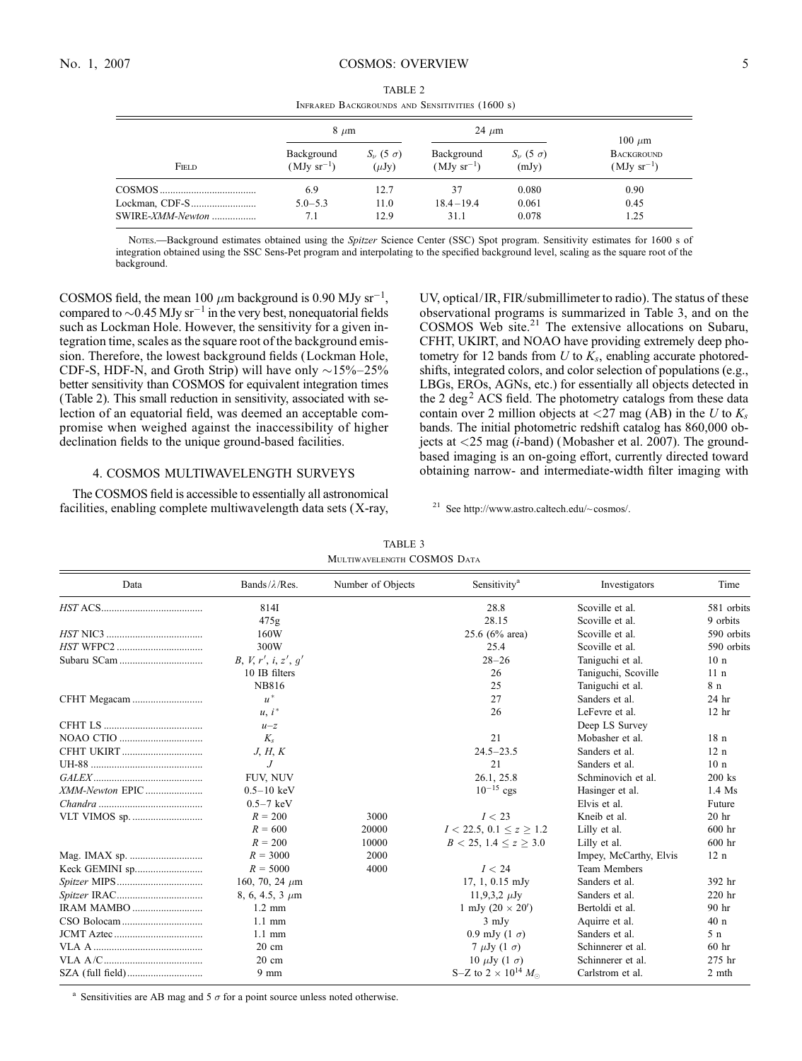TABLE 2

Infrared Backgrounds and Sensitivities (1600 s)

| Field | 8 μm | | 24 μm | | 100 μm |
|---|---|---|---|---|---|
| | Background (MJy sr$^{-1}$) | $S_\nu$ (5 σ) (μJy) | Background (MJy sr$^{-1}$) | $S_\nu$ (5 σ) (mJy) | Background (MJy sr$^{-1}$) |
| COSMOS | 6.9 | 12.7 | 37 | 0.080 | 0.90 |
| Lockman, CDF-S | 5.0–5.3 | 11.0 | 18.4–19.4 | 0.061 | 0.45 |
| SWIRE-*XMM-Newton* | 7.1 | 12.9 | 31.1 | 0.078 | 1.25 |

Notes.—Background estimates obtained using the *Spitzer* Science Center (SSC) Spot program. Sensitivity estimates for 1600 s of integration obtained using the SSC Sens-Pet program and interpolating to the specified background level, scaling as the square root of the background.

COSMOS field, the mean 100 μm background is 0.90 MJy sr$^{-1}$, compared to ~0.45 MJy sr$^{-1}$ in the very best, nonequatorial fields such as Lockman Hole. However, the sensitivity for a given integration time, scales as the square root of the background emission. Therefore, the lowest background fields (Lockman Hole, CDF-S, HDF-N, and Groth Strip) will have only ~15%–25% better sensitivity than COSMOS for equivalent integration times (Table 2). This small reduction in sensitivity, associated with selection of an equatorial field, was deemed an acceptable compromise when weighed against the inaccessibility of higher declination fields to the unique ground-based facilities.

## 4. COSMOS MULTIWAVELENGTH SURVEYS

The COSMOS field is accessible to essentially all astronomical facilities, enabling complete multiwavelength data sets (X-ray, UV, optical/IR, FIR/submillimeter to radio). The status of these observational programs is summarized in Table 3, and on the COSMOS Web site.[21] The extensive allocations on Subaru, CFHT, UKIRT, and NOAO have providing extremely deep photometry for 12 bands from $U$ to $K_s$, enabling accurate photoredshifts, integrated colors, and color selection of populations (e.g., LBGs, EROs, AGNs, etc.) for essentially all objects detected in the 2 deg$^2$ ACS field. The photometry catalogs from these data contain over 2 million objects at <27 mag (AB) in the $U$ to $K_s$ bands. The initial photometric redshift catalog has 860,000 objects at <25 mag ($i$-band) (Mobasher et al. 2007). The ground-based imaging is an on-going effort, currently directed toward obtaining narrow- and intermediate-width filter imaging with

[21] See http://www.astro.caltech.edu/~cosmos/.

TABLE 3

Multiwavelength COSMOS Data

| Data | Bands/λ/Res. | Number of Objects | Sensitivity[a] | Investigators | Time |
|---|---|---|---|---|---|
| *HST* ACS | 814I | | 28.8 | Scoville et al. | 581 orbits |
| | 475g | | 28.15 | Scoville et al. | 9 orbits |
| *HST* NIC3 | 160W | | 25.6 (6% area) | Scoville et al. | 590 orbits |
| *HST* WFPC2 | 300W | | 25.4 | Scoville et al. | 590 orbits |
| Subaru SCam | $B$, $V$, $r'$, $i$, $z'$, $g'$ | | 28–26 | Taniguchi et al. | 10 n |
| | 10 IB filters | | 26 | Taniguchi, Scoville | 11 n |
| | NB816 | | 25 | Taniguchi et al. | 8 n |
| CFHT Megacam | $u^*$ | | 27 | Sanders et al. | 24 hr |
| | $u$, $i^*$ | | 26 | LeFevre et al. | 12 hr |
| CFHT LS | $u$–$z$ | | | Deep LS Survey | |
| NOAO CTIO | $K_s$ | | 21 | Mobasher et al. | 18 n |
| CFHT UKIRT | $J$, $H$, $K$ | | 24.5–23.5 | Sanders et al. | 12 n |
| UH-88 | $J$ | | 21 | Sanders et al. | 10 n |
| *GALEX* | FUV, NUV | | 26.1, 25.8 | Schminovich et al. | 200 ks |
| *XMM-Newton* EPIC | 0.5–10 keV | | $10^{-15}$ cgs | Hasinger et al. | 1.4 Ms |
| *Chandra* | 0.5–7 keV | | | Elvis et al. | Future |
| VLT VIMOS sp. | $R$ = 200 | 3000 | $I$ < 23 | Kneib et al. | 20 hr |
| | $R$ = 600 | 20000 | $I$ < 22.5, 0.1 ≤ $z$ ≥ 1.2 | Lilly et al. | 600 hr |
| | $R$ = 200 | 10000 | $B$ < 25, 1.4 ≤ $z$ ≥ 3.0 | Lilly et al. | 600 hr |
| Mag. IMAX sp. | $R$ = 3000 | 2000 | | Impey, McCarthy, Elvis | 12 n |
| Keck GEMINI sp. | $R$ = 5000 | 4000 | $I$ < 24 | Team Members | |
| *Spitzer* MIPS | 160, 70, 24 μm | | 17, 1, 0.15 mJy | Sanders et al. | 392 hr |
| *Spitzer* IRAC | 8, 6, 4.5, 3 μm | | 11,9,3,2 μJy | Sanders et al. | 220 hr |
| IRAM MAMBO | 1.2 mm | | 1 mJy (20 × 20′) | Bertoldi et al. | 90 hr |
| CSO Bolocam | 1.1 mm | | 3 mJy | Aquirre et al. | 40 n |
| JCMT Aztec | 1.1 mm | | 0.9 mJy (1 σ) | Sanders et al. | 5 n |
| VLA A | 20 cm | | 7 μJy (1 σ) | Schinnerer et al. | 60 hr |
| VLA A/C | 20 cm | | 10 μJy (1 σ) | Schinnerer et al. | 275 hr |
| SZA (full field) | 9 mm | | S–Z to 2 × $10^{14}$ $M_\odot$ | Carlstrom et al. | 2 mth |

[a] Sensitivities are AB mag and 5 σ for a point source unless noted otherwise.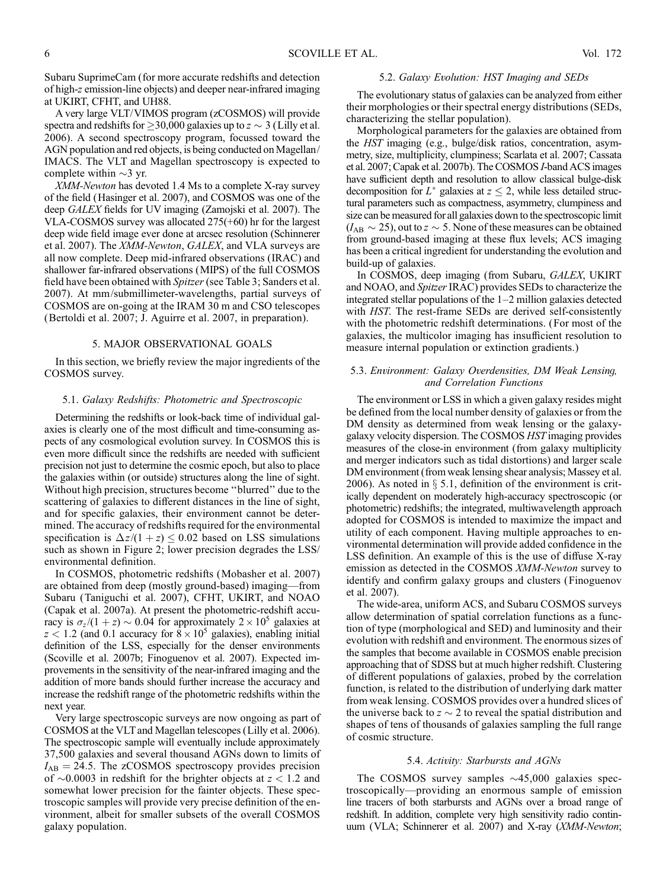Subaru SuprimeCam (for more accurate redshifts and detection of high-$z$ emission-line objects) and deeper near-infrared imaging at UKIRT, CFHT, and UH88.

A very large VLT/VIMOS program (zCOSMOS) will provide spectra and redshifts for $\geq$30,000 galaxies up to $z \sim 3$ (Lilly et al. 2006). A second spectroscopy program, focussed toward the AGN population and red objects, is being conducted on Magellan/IMACS. The VLT and Magellan spectroscopy is expected to complete within $\sim$3 yr.

*XMM-Newton* has devoted 1.4 Ms to a complete X-ray survey of the field (Hasinger et al. 2007), and COSMOS was one of the deep *GALEX* fields for UV imaging (Zamojski et al. 2007). The VLA-COSMOS survey was allocated 275(+60) hr for the largest deep wide field image ever done at arcsec resolution (Schinnerer et al. 2007). The *XMM-Newton*, *GALEX*, and VLA surveys are all now complete. Deep mid-infrared observations (IRAC) and shallower far-infrared observations (MIPS) of the full COSMOS field have been obtained with *Spitzer* (see Table 3; Sanders et al. 2007). At mm/submillimeter-wavelengths, partial surveys of COSMOS are on-going at the IRAM 30 m and CSO telescopes (Bertoldi et al. 2007; J. Aguirre et al. 2007, in preparation).

## 5. MAJOR OBSERVATIONAL GOALS

In this section, we briefly review the major ingredients of the COSMOS survey.

### 5.1. *Galaxy Redshifts: Photometric and Spectroscopic*

Determining the redshifts or look-back time of individual galaxies is clearly one of the most difficult and time-consuming aspects of any cosmological evolution survey. In COSMOS this is even more difficult since the redshifts are needed with sufficient precision not just to determine the cosmic epoch, but also to place the galaxies within (or outside) structures along the line of sight. Without high precision, structures become "blurred" due to the scattering of galaxies to different distances in the line of sight, and for specific galaxies, their environment cannot be determined. The accuracy of redshifts required for the environmental specification is $\Delta z/(1+z) \leq 0.02$ based on LSS simulations such as shown in Figure 2; lower precision degrades the LSS/environmental definition.

In COSMOS, photometric redshifts (Mobasher et al. 2007) are obtained from deep (mostly ground-based) imaging—from Subaru (Taniguchi et al. 2007), CFHT, UKIRT, and NOAO (Capak et al. 2007a). At present the photometric-redshift accuracy is $\sigma_z/(1+z) \sim 0.04$ for approximately $2 \times 10^5$ galaxies at $z < 1.2$ (and 0.1 accuracy for $8 \times 10^5$ galaxies), enabling initial definition of the LSS, especially for the denser environments (Scoville et al. 2007b; Finoguenov et al. 2007). Expected improvements in the sensitivity of the near-infrared imaging and the addition of more bands should further increase the accuracy and increase the redshift range of the photometric redshifts within the next year.

Very large spectroscopic surveys are now ongoing as part of COSMOS at the VLT and Magellan telescopes (Lilly et al. 2006). The spectroscopic sample will eventually include approximately 37,500 galaxies and several thousand AGNs down to limits of $I_{\rm AB} = 24.5$. The zCOSMOS spectroscopy provides precision of $\sim$0.0003 in redshift for the brighter objects at $z < 1.2$ and somewhat lower precision for the fainter objects. These spectroscopic samples will provide very precise definition of the environment, albeit for smaller subsets of the overall COSMOS galaxy population.

### 5.2. *Galaxy Evolution: HST Imaging and SEDs*

The evolutionary status of galaxies can be analyzed from either their morphologies or their spectral energy distributions (SEDs, characterizing the stellar population).

Morphological parameters for the galaxies are obtained from the *HST* imaging (e.g., bulge/disk ratios, concentration, asymmetry, size, multiplicity, clumpiness; Scarlata et al. 2007; Cassata et al. 2007; Capak et al. 2007b). The COSMOS *I*-band ACS images have sufficient depth and resolution to allow classical bulge-disk decomposition for $L^*$ galaxies at $z \leq 2$, while less detailed structural parameters such as compactness, asymmetry, clumpiness and size can be measured for all galaxies down to the spectroscopic limit ($I_{\rm AB} \sim 25$), out to $z \sim 5$. None of these measures can be obtained from ground-based imaging at these flux levels; ACS imaging has been a critical ingredient for understanding the evolution and build-up of galaxies.

In COSMOS, deep imaging (from Subaru, *GALEX*, UKIRT and NOAO, and *Spitzer* IRAC) provides SEDs to characterize the integrated stellar populations of the 1–2 million galaxies detected with *HST*. The rest-frame SEDs are derived self-consistently with the photometric redshift determinations. (For most of the galaxies, the multicolor imaging has insufficient resolution to measure internal population or extinction gradients.)

### 5.3. *Environment: Galaxy Overdensities, DM Weak Lensing, and Correlation Functions*

The environment or LSS in which a given galaxy resides might be defined from the local number density of galaxies or from the DM density as determined from weak lensing or the galaxy-galaxy velocity dispersion. The COSMOS *HST* imaging provides measures of the close-in environment (from galaxy multiplicity and merger indicators such as tidal distortions) and larger scale DM environment (from weak lensing shear analysis; Massey et al. 2006). As noted in § 5.1, definition of the environment is critically dependent on moderately high-accuracy spectroscopic (or photometric) redshifts; the integrated, multiwavelength approach adopted for COSMOS is intended to maximize the impact and utility of each component. Having multiple approaches to environmental determination will provide added confidence in the LSS definition. An example of this is the use of diffuse X-ray emission as detected in the COSMOS *XMM-Newton* survey to identify and confirm galaxy groups and clusters (Finoguenov et al. 2007).

The wide-area, uniform ACS, and Subaru COSMOS surveys allow determination of spatial correlation functions as a function of type (morphological and SED) and luminosity and their evolution with redshift and environment. The enormous sizes of the samples that become available in COSMOS enable precision approaching that of SDSS but at much higher redshift. Clustering of different populations of galaxies, probed by the correlation function, is related to the distribution of underlying dark matter from weak lensing. COSMOS provides over a hundred slices of the universe back to $z \sim 2$ to reveal the spatial distribution and shapes of tens of thousands of galaxies sampling the full range of cosmic structure.

### 5.4. *Activity: Starbursts and AGNs*

The COSMOS survey samples $\sim$45,000 galaxies spectroscopically—providing an enormous sample of emission line tracers of both starbursts and AGNs over a broad range of redshift. In addition, complete very high sensitivity radio continuum (VLA; Schinnerer et al. 2007) and X-ray (*XMM-Newton*;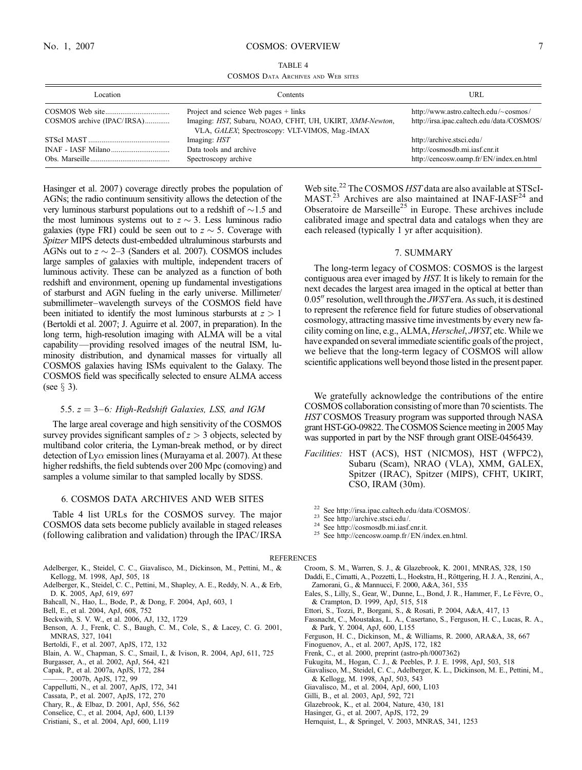TABLE 4

COSMOS Data Archives and Web sites

| Location | Contents | URL |
| --- | --- | --- |
| COSMOS Web site | Project and science Web pages + links | http://www.astro.caltech.edu/~cosmos/ |
| COSMOS archive (IPAC/IRSA) | Imaging: *HST*, Subaru, NOAO, CFHT, UH, UKIRT, *XMM-Newton*, VLA, *GALEX*; Spectroscopy: VLT-VIMOS, Mag.-IMAX | http://irsa.ipac.caltech.edu/data/COSMOS/ |
| STScI MAST | Imaging: *HST* | http://archive.stsci.edu/ |
| INAF - IASF Milano | Data tools and archive | http://cosmosdb.mi.iasf.cnr.it |
| Obs. Marseille | Spectroscopy archive | http://cencosw.oamp.fr/EN/index.en.html |

Hasinger et al. 2007) coverage directly probes the population of AGNs; the radio continuum sensitivity allows the detection of the very luminous starburst populations out to a redshift of ~1.5 and the most luminous systems out to $z \sim 3$. Less luminous radio galaxies (type FRI) could be seen out to $z \sim 5$. Coverage with *Spitzer* MIPS detects dust-embedded ultraluminous starbursts and AGNs out to $z \sim 2$–3 (Sanders et al. 2007). COSMOS includes large samples of galaxies with multiple, independent tracers of luminous activity. These can be analyzed as a function of both redshift and environment, opening up fundamental investigations of starburst and AGN fueling in the early universe. Millimeter/submillimeter–wavelength surveys of the COSMOS field have been initiated to identify the most luminous starbursts at $z > 1$ (Bertoldi et al. 2007; J. Aguirre et al. 2007, in preparation). In the long term, high-resolution imaging with ALMA will be a vital capability—providing resolved images of the neutral ISM, luminosity distribution, and dynamical masses for virtually all COSMOS galaxies having ISMs equivalent to the Galaxy. The COSMOS field was specifically selected to ensure ALMA access (see § 3).

### 5.5. $z = 3$–6: *High-Redshift Galaxies, LSS, and IGM*

The large areal coverage and high sensitivity of the COSMOS survey provides significant samples of $z > 3$ objects, selected by multiband color criteria, the Lyman-break method, or by direct detection of Ly$\alpha$ emission lines (Murayama et al. 2007). At these higher redshifts, the field subtends over 200 Mpc (comoving) and samples a volume similar to that sampled locally by SDSS.

## 6. COSMOS DATA ARCHIVES AND WEB SITES

Table 4 list URLs for the COSMOS survey. The major COSMOS data sets become publicly available in staged releases (following calibration and validation) through the IPAC/IRSA Web site.[22] The COSMOS *HST* data are also available at STScI-MAST.[23] Archives are also maintained at INAF-IASF[24] and Obseratoire de Marseille[25] in Europe. These archives include calibrated image and spectral data and catalogs when they are each released (typically 1 yr after acquisition).

## 7. SUMMARY

The long-term legacy of COSMOS: COSMOS is the largest contiguous area ever imaged by *HST*. It is likely to remain for the next decades the largest area imaged in the optical at better than $0.05''$ resolution, well through the *JWST* era. As such, it is destined to represent the reference field for future studies of observational cosmology, attracting massive time investments by every new facility coming on line, e.g., ALMA, *Herschel*, *JWST*, etc. While we have expanded on several immediate scientific goals of the project, we believe that the long-term legacy of COSMOS will allow scientific applications well beyond those listed in the present paper.

We gratefully acknowledge the contributions of the entire COSMOS collaboration consisting of more than 70 scientists. The *HST* COSMOS Treasury program was supported through NASA grant HST-GO-09822. The COSMOS Science meeting in 2005 May was supported in part by the NSF through grant OISE-0456439.

*Facilities:* HST (ACS), HST (NICMOS), HST (WFPC2), Subaru (Scam), NRAO (VLA), XMM, GALEX, Spitzer (IRAC), Spitzer (MIPS), CFHT, UKIRT, CSO, IRAM (30m).

[22] See http://irsa.ipac.caltech.edu/data/COSMOS/.
[23] See http://archive.stsci.edu/.
[24] See http://cosmosdb.mi.iasf.cnr.it.
[25] See http://cencosw.oamp.fr/EN/index.en.html.

## REFERENCES

Adelberger, K., Steidel, C. C., Giavalisco, M., Dickinson, M., Pettini, M., & Kellogg, M. 1998, ApJ, 505, 18
Adelberger, K., Steidel, C. C., Pettini, M., Shapley, A. E., Reddy, N. A., & Erb, D. K. 2005, ApJ, 619, 697
Bahcall, N., Hao, L., Bode, P., & Dong, F. 2004, ApJ, 603, 1
Bell, E., et al. 2004, ApJ, 608, 752
Beckwith, S. V. W., et al. 2006, AJ, 132, 1729
Benson, A. J., Frenk, C. S., Baugh, C. M., Cole, S., & Lacey, C. G. 2001, MNRAS, 327, 1041
Bertoldi, F., et al. 2007, ApJS, 172, 132
Blain, A. W., Chapman, S. C., Smail, I., & Ivison, R. 2004, ApJ, 611, 725
Burgasser, A., et al. 2002, ApJ, 564, 421
Capak, P., et al. 2007a, ApJS, 172, 284
———. 2007b, ApJS, 172, 99
Cappellutti, N., et al. 2007, ApJS, 172, 341
Cassata, P., et al. 2007, ApJS, 172, 270
Chary, R., & Elbaz, D. 2001, ApJ, 556, 562
Conselice, C., et al. 2004, ApJ, 600, L139
Cristiani, S., et al. 2004, ApJ, 600, L119
Croom, S. M., Warren, S. J., & Glazebrook, K. 2001, MNRAS, 328, 150
Daddi, E., Cimatti, A., Pozzetti, L., Hoekstra, H., Röttgering, H. J. A., Renzini, A., Zamorani, G., & Mannucci, F. 2000, A&A, 361, 535
Eales, S., Lilly, S., Gear, W., Dunne, L., Bond, J. R., Hammer, F., Le Fèvre, O., & Crampton, D. 1999, ApJ, 515, 518
Ettori, S., Tozzi, P., Borgani, S., & Rosati, P. 2004, A&A, 417, 13
Fassnacht, C., Moustakas, L. A., Casertano, S., Ferguson, H. C., Lucas, R. A., & Park, Y. 2004, ApJ, 600, L155
Ferguson, H. C., Dickinson, M., & Williams, R. 2000, ARA&A, 38, 667
Finoguenov, A., et al. 2007, ApJS, 172, 182
Frenk, C., et al. 2000, preprint (astro-ph/0007362)
Fukugita, M., Hogan, C. J., & Peebles, P. J. E. 1998, ApJ, 503, 518
Giavalisco, M., Steidel, C. C., Adelberger, K. L., Dickinson, M. E., Pettini, M., & Kellogg, M. 1998, ApJ, 503, 543
Giavalisco, M., et al. 2004, ApJ, 600, L103
Gilli, B., et al. 2003, ApJ, 592, 721
Glazebrook, K., et al. 2004, Nature, 430, 181
Hasinger, G., et al. 2007, ApJS, 172, 29
Hernquist, L., & Springel, V. 2003, MNRAS, 341, 1253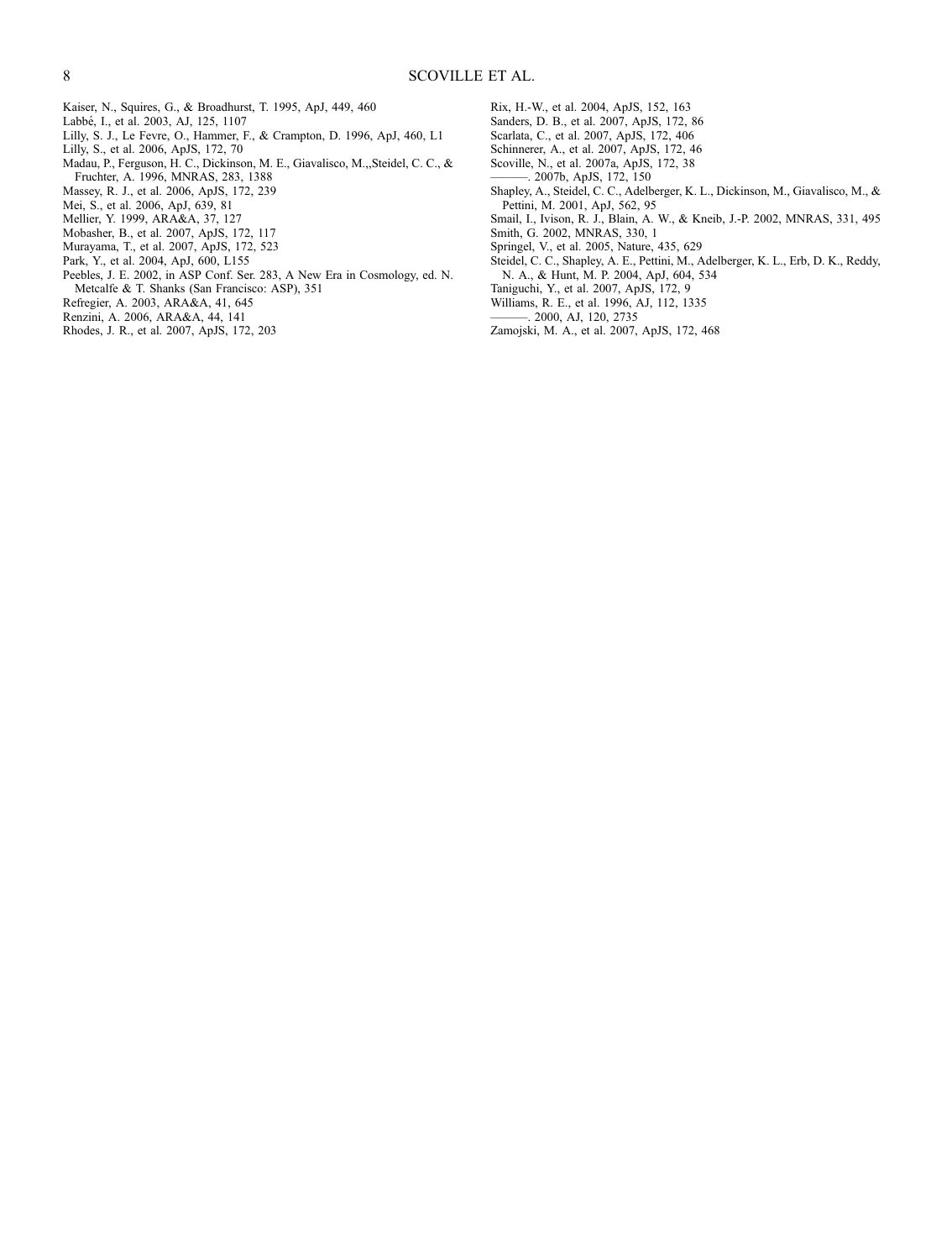Kaiser, N., Squires, G., & Broadhurst, T. 1995, ApJ, 449, 460
Labbé, I., et al. 2003, AJ, 125, 1107
Lilly, S. J., Le Fevre, O., Hammer, F., & Crampton, D. 1996, ApJ, 460, L1
Lilly, S., et al. 2006, ApJS, 172, 70
Madau, P., Ferguson, H. C., Dickinson, M. E., Giavalisco, M.,,Steidel, C. C., & Fruchter, A. 1996, MNRAS, 283, 1388
Massey, R. J., et al. 2006, ApJS, 172, 239
Mei, S., et al. 2006, ApJ, 639, 81
Mellier, Y. 1999, ARA&A, 37, 127
Mobasher, B., et al. 2007, ApJS, 172, 117
Murayama, T., et al. 2007, ApJS, 172, 523
Park, Y., et al. 2004, ApJ, 600, L155
Peebles, J. E. 2002, in ASP Conf. Ser. 283, A New Era in Cosmology, ed. N. Metcalfe & T. Shanks (San Francisco: ASP), 351
Refregier, A. 2003, ARA&A, 41, 645
Renzini, A. 2006, ARA&A, 44, 141
Rhodes, J. R., et al. 2007, ApJS, 172, 203
Rix, H.-W., et al. 2004, ApJS, 152, 163
Sanders, D. B., et al. 2007, ApJS, 172, 86
Scarlata, C., et al. 2007, ApJS, 172, 406
Schinnerer, A., et al. 2007, ApJS, 172, 46
Scoville, N., et al. 2007a, ApJS, 172, 38
———. 2007b, ApJS, 172, 150
Shapley, A., Steidel, C. C., Adelberger, K. L., Dickinson, M., Giavalisco, M., & Pettini, M. 2001, ApJ, 562, 95
Smail, I., Ivison, R. J., Blain, A. W., & Kneib, J.-P. 2002, MNRAS, 331, 495
Smith, G. 2002, MNRAS, 330, 1
Springel, V., et al. 2005, Nature, 435, 629
Steidel, C. C., Shapley, A. E., Pettini, M., Adelberger, K. L., Erb, D. K., Reddy, N. A., & Hunt, M. P. 2004, ApJ, 604, 534
Taniguchi, Y., et al. 2007, ApJS, 172, 9
Williams, R. E., et al. 1996, AJ, 112, 1335
———. 2000, AJ, 120, 2735
Zamojski, M. A., et al. 2007, ApJS, 172, 468